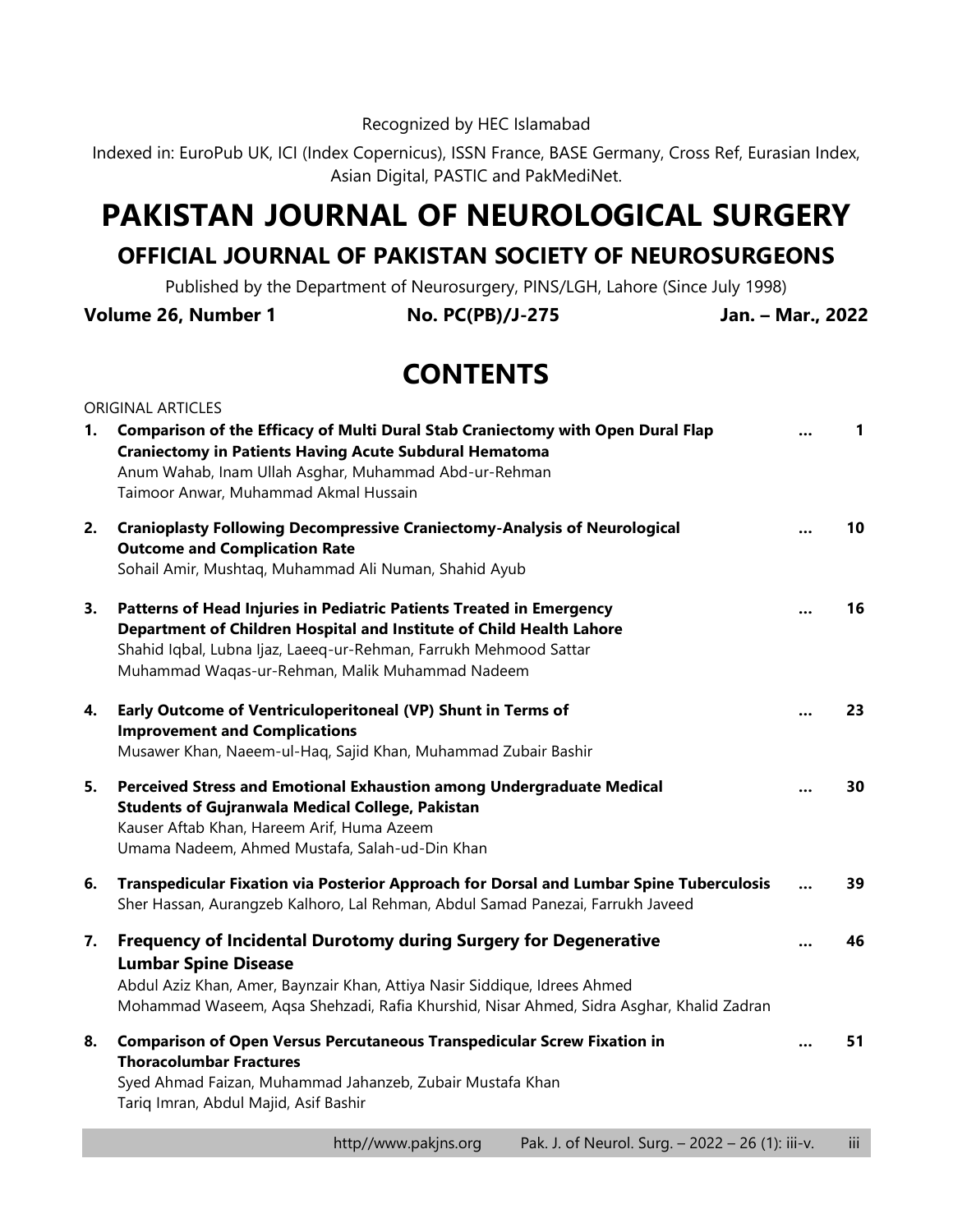Recognized by HEC Islamabad

Indexed in: EuroPub UK, ICI (Index Copernicus), ISSN France, BASE Germany, Cross Ref, Eurasian Index, Asian Digital, PASTIC and PakMediNet.

# PAKISTAN JOURNAL OF NEUROLOGICAL SURGERY

## OFFICIAL JOURNAL OF PAKISTAN SOCIETY OF NEUROSURGEONS

Published by the Department of Neurosurgery, PINS/LGH, Lahore (Since July 1998)

**Volume 26, Number 1** **No. PC(PB)/J-275** **Jan. – Mar., 2022**

# CONTENTS

ORIGINAL ARTICLES

1. **Comparison of the Efficacy of Multi Dural Stab Craniectomy with Open Dural Flap Craniectomy in Patients Having Acute Subdural Hematoma** ... 1
   Anum Wahab, Inam Ullah Asghar, Muhammad Abd-ur-Rehman
   Taimoor Anwar, Muhammad Akmal Hussain

2. **Cranioplasty Following Decompressive Craniectomy-Analysis of Neurological Outcome and Complication Rate** ... 10
   Sohail Amir, Mushtaq, Muhammad Ali Numan, Shahid Ayub

3. **Patterns of Head Injuries in Pediatric Patients Treated in Emergency Department of Children Hospital and Institute of Child Health Lahore** ... 16
   Shahid Iqbal, Lubna Ijaz, Laeeq-ur-Rehman, Farrukh Mehmood Sattar
   Muhammad Waqas-ur-Rehman, Malik Muhammad Nadeem

4. **Early Outcome of Ventriculoperitoneal (VP) Shunt in Terms of Improvement and Complications** ... 23
   Musawer Khan, Naeem-ul-Haq, Sajid Khan, Muhammad Zubair Bashir

5. **Perceived Stress and Emotional Exhaustion among Undergraduate Medical Students of Gujranwala Medical College, Pakistan** ... 30
   Kauser Aftab Khan, Hareem Arif, Huma Azeem
   Umama Nadeem, Ahmed Mustafa, Salah-ud-Din Khan

6. **Transpedicular Fixation via Posterior Approach for Dorsal and Lumbar Spine Tuberculosis** ... 39
   Sher Hassan, Aurangzeb Kalhoro, Lal Rehman, Abdul Samad Panezai, Farrukh Javeed

7. **Frequency of Incidental Durotomy during Surgery for Degenerative Lumbar Spine Disease** ... 46
   Abdul Aziz Khan, Amer, Baynzair Khan, Attiya Nasir Siddique, Idrees Ahmed
   Mohammad Waseem, Aqsa Shehzadi, Rafia Khurshid, Nisar Ahmed, Sidra Asghar, Khalid Zadran

8. **Comparison of Open Versus Percutaneous Transpedicular Screw Fixation in Thoracolumbar Fractures** ... 51
   Syed Ahmad Faizan, Muhammad Jahanzeb, Zubair Mustafa Khan
   Tariq Imran, Abdul Majid, Asif Bashir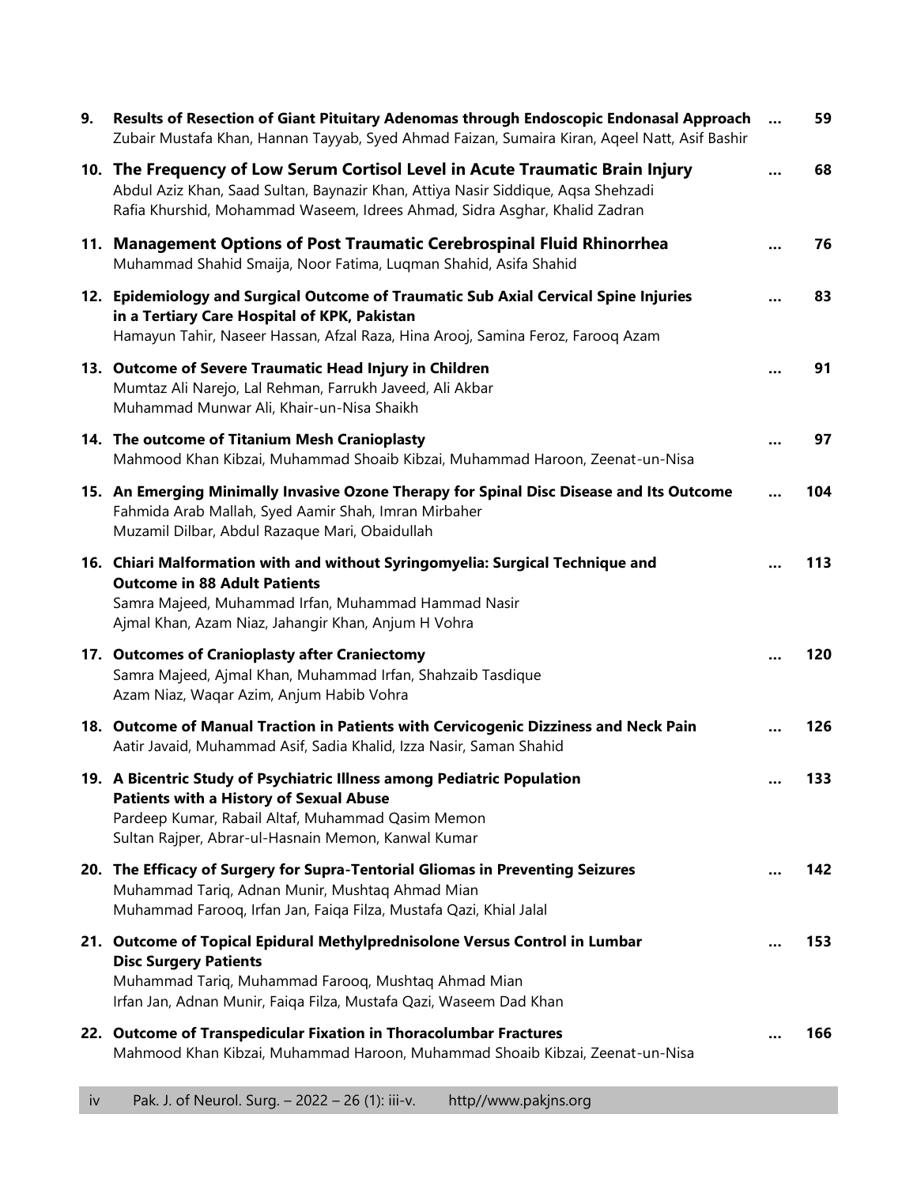9. **Results of Resection of Giant Pituitary Adenomas through Endoscopic Endonasal Approach** ... 59
   Zubair Mustafa Khan, Hannan Tayyab, Syed Ahmad Faizan, Sumaira Kiran, Aqeel Natt, Asif Bashir

10. **The Frequency of Low Serum Cortisol Level in Acute Traumatic Brain Injury** ... 68
    Abdul Aziz Khan, Saad Sultan, Baynazir Khan, Attiya Nasir Siddique, Aqsa Shehzadi
    Rafia Khurshid, Mohammad Waseem, Idrees Ahmad, Sidra Asghar, Khalid Zadran

11. **Management Options of Post Traumatic Cerebrospinal Fluid Rhinorrhea** ... 76
    Muhammad Shahid Smaija, Noor Fatima, Luqman Shahid, Asifa Shahid

12. **Epidemiology and Surgical Outcome of Traumatic Sub Axial Cervical Spine Injuries in a Tertiary Care Hospital of KPK, Pakistan** ... 83
    Hamayun Tahir, Naseer Hassan, Afzal Raza, Hina Arooj, Samina Feroz, Farooq Azam

13. **Outcome of Severe Traumatic Head Injury in Children** ... 91
    Mumtaz Ali Narejo, Lal Rehman, Farrukh Javeed, Ali Akbar
    Muhammad Munwar Ali, Khair-un-Nisa Shaikh

14. **The outcome of Titanium Mesh Cranioplasty** ... 97
    Mahmood Khan Kibzai, Muhammad Shoaib Kibzai, Muhammad Haroon, Zeenat-un-Nisa

15. **An Emerging Minimally Invasive Ozone Therapy for Spinal Disc Disease and Its Outcome** ... 104
    Fahmida Arab Mallah, Syed Aamir Shah, Imran Mirbaher
    Muzamil Dilbar, Abdul Razaque Mari, Obaidullah

16. **Chiari Malformation with and without Syringomyelia: Surgical Technique and Outcome in 88 Adult Patients** ... 113
    Samra Majeed, Muhammad Irfan, Muhammad Hammad Nasir
    Ajmal Khan, Azam Niaz, Jahangir Khan, Anjum H Vohra

17. **Outcomes of Cranioplasty after Craniectomy** ... 120
    Samra Majeed, Ajmal Khan, Muhammad Irfan, Shahzaib Tasdique
    Azam Niaz, Waqar Azim, Anjum Habib Vohra

18. **Outcome of Manual Traction in Patients with Cervicogenic Dizziness and Neck Pain** ... 126
    Aatir Javaid, Muhammad Asif, Sadia Khalid, Izza Nasir, Saman Shahid

19. **A Bicentric Study of Psychiatric Illness among Pediatric Population Patients with a History of Sexual Abuse** ... 133
    Pardeep Kumar, Rabail Altaf, Muhammad Qasim Memon
    Sultan Rajper, Abrar-ul-Hasnain Memon, Kanwal Kumar

20. **The Efficacy of Surgery for Supra-Tentorial Gliomas in Preventing Seizures** ... 142
    Muhammad Tariq, Adnan Munir, Mushtaq Ahmad Mian
    Muhammad Farooq, Irfan Jan, Faiqa Filza, Mustafa Qazi, Khial Jalal

21. **Outcome of Topical Epidural Methylprednisolone Versus Control in Lumbar Disc Surgery Patients** ... 153
    Muhammad Tariq, Muhammad Farooq, Mushtaq Ahmad Mian
    Irfan Jan, Adnan Munir, Faiqa Filza, Mustafa Qazi, Waseem Dad Khan

22. **Outcome of Transpedicular Fixation in Thoracolumbar Fractures** ... 166
    Mahmood Khan Kibzai, Muhammad Haroon, Muhammad Shoaib Kibzai, Zeenat-un-Nisa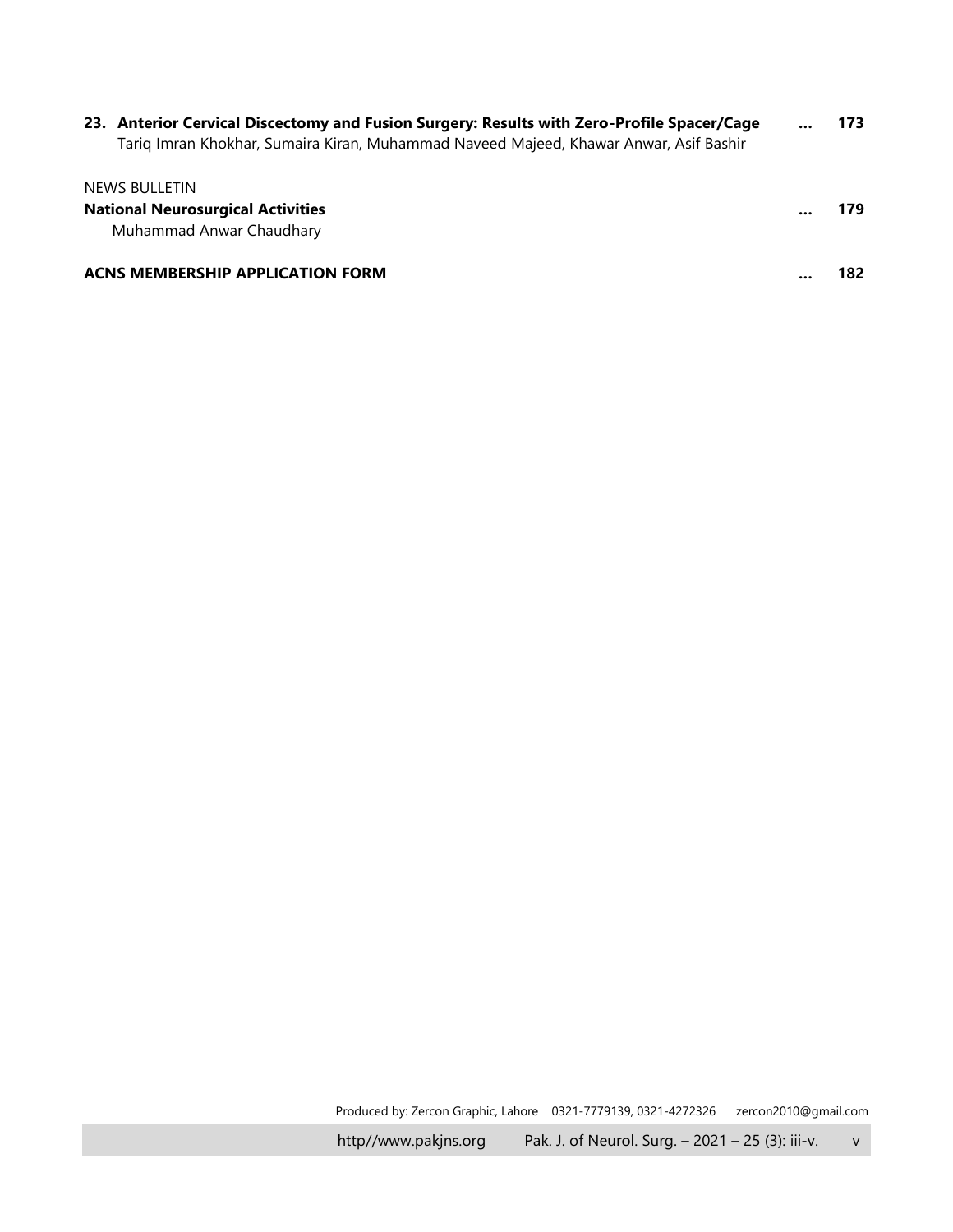**23. Anterior Cervical Discectomy and Fusion Surgery: Results with Zero-Profile Spacer/Cage** … **173**
Tariq Imran Khokhar, Sumaira Kiran, Muhammad Naveed Majeed, Khawar Anwar, Asif Bashir

NEWS BULLETIN

**National Neurosurgical Activities** … **179**
Muhammad Anwar Chaudhary

**ACNS MEMBERSHIP APPLICATION FORM** … **182**

Produced by: Zercon Graphic, Lahore 0321-7779139, 0321-4272326 zercon2010@gmail.com